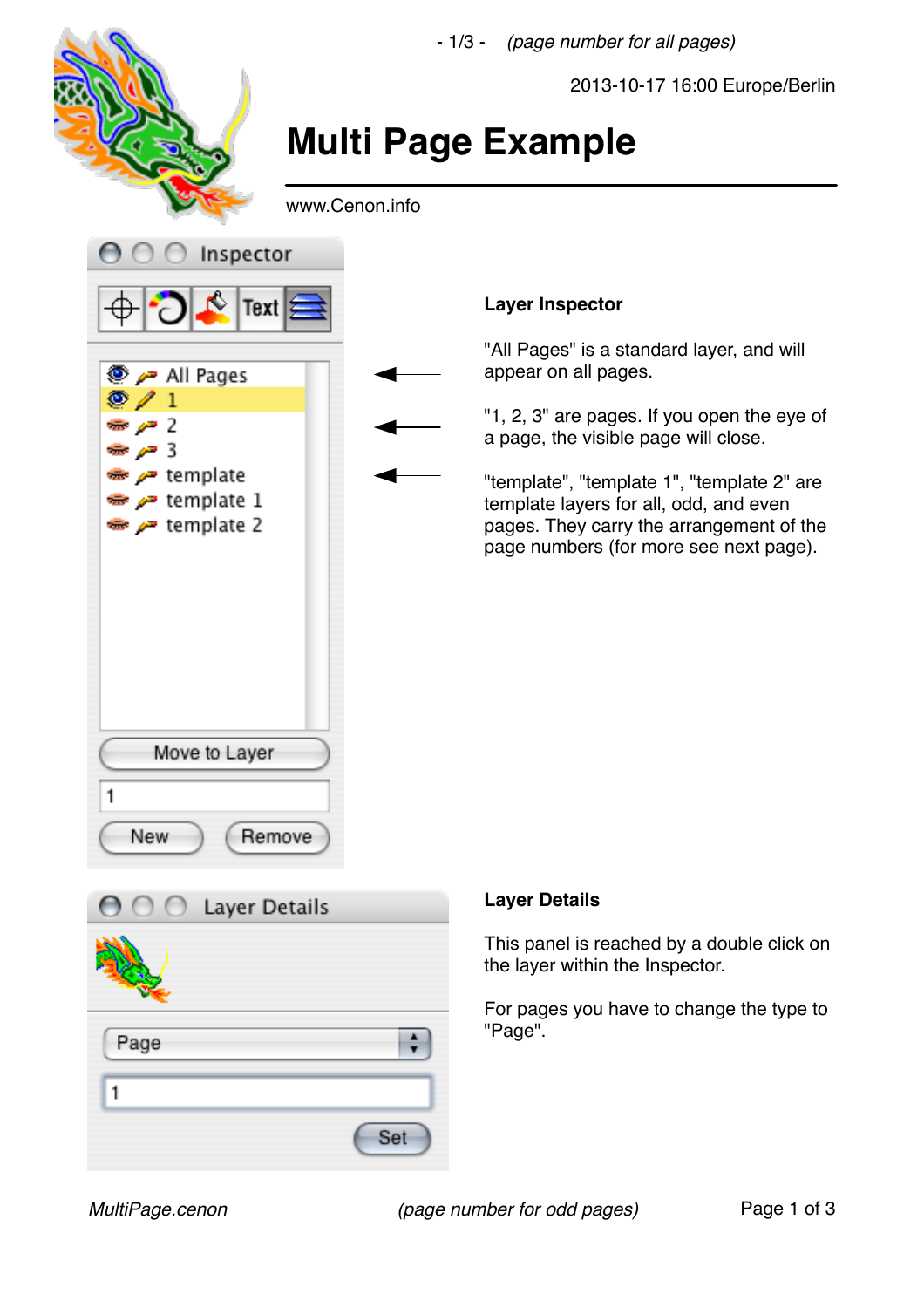- 1/3 - *(page number for all pages)*

2013-10-17 16:00 Europe/Berlin

# Multi Page Example

www.Cenon.info

Inspector

All Pages
1
2
3
template
template 1
template 2

Move to Layer

1

New Remove

**Layer Inspector**

"All Pages" is a standard layer, and will appear on all pages.

"1, 2, 3" are pages. If you open the eye of a page, the visible page will close.

"template", "template 1", "template 2" are template layers for all, odd, and even pages. They carry the arrangement of the page numbers (for more see next page).

Layer Details

Page

1

Set

**Layer Details**

This panel is reached by a double click on the layer within the Inspector.

For pages you have to change the type to "Page".

*MultiPage.cenon* *(page number for odd pages)*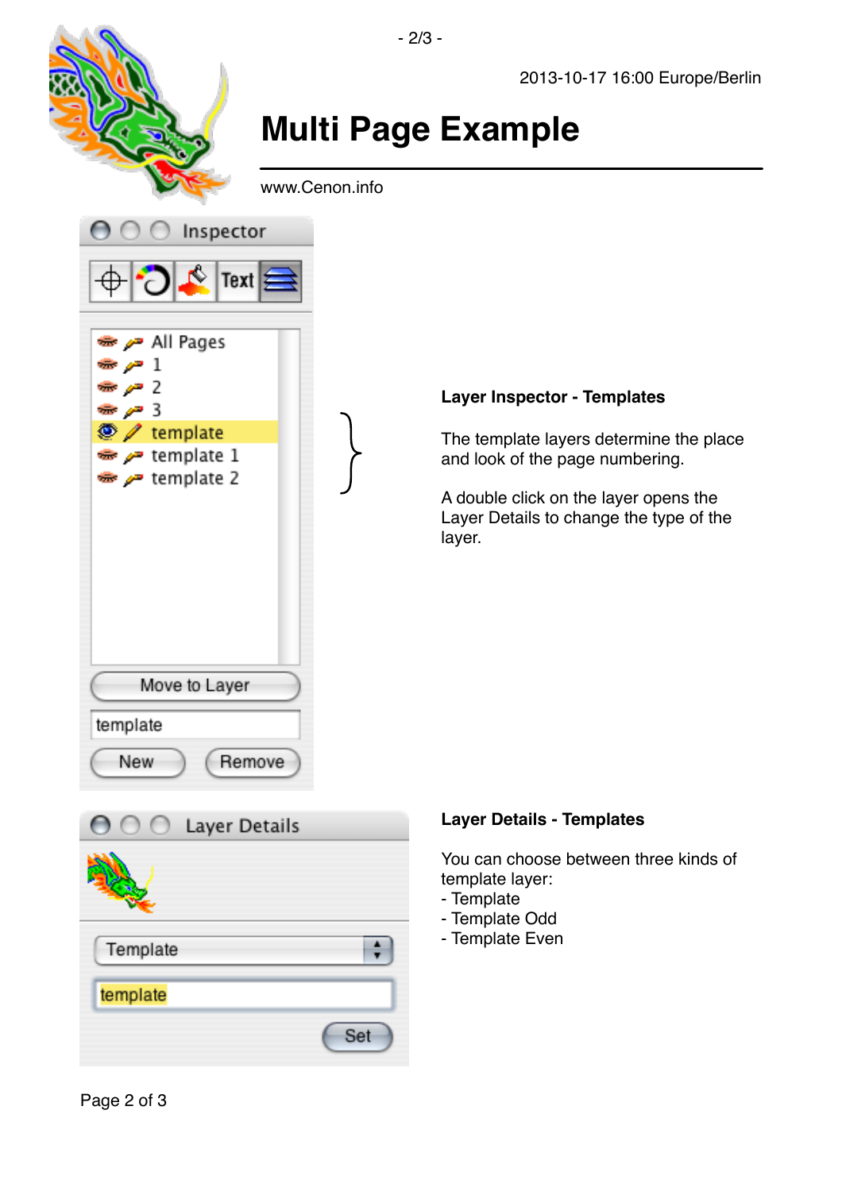2013-10-17 16:00 Europe/Berlin

# Multi Page Example

www.Cenon.info

**Layer Inspector - Templates**

The template layers determine the place and look of the page numbering.

A double click on the layer opens the Layer Details to change the type of the layer.

**Layer Details - Templates**

You can choose between three kinds of template layer:
- Template
- Template Odd
- Template Even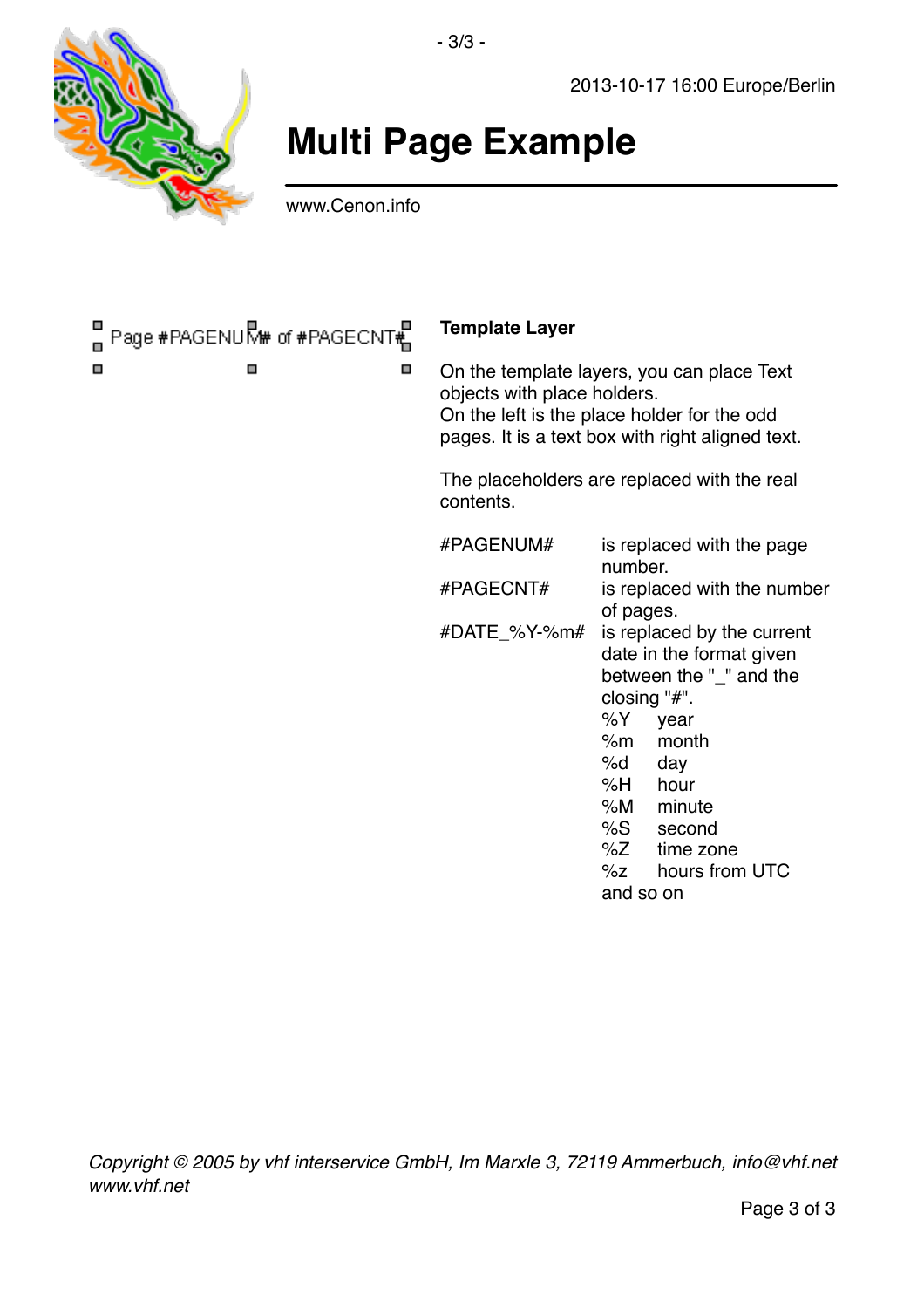# Multi Page Example

www.Cenon.info

Page #PAGENUM# of #PAGECNT#

**Template Layer**

On the template layers, you can place Text objects with place holders.
On the left is the place holder for the odd pages. It is a text box with right aligned text.

The placeholders are replaced with the real contents.

| | |
|---|---|
| #PAGENUM# | is replaced with the page number. |
| #PAGECNT# | is replaced with the number of pages. |
| #DATE_%Y-%m# | is replaced by the current date in the format given between the "_" and the closing "#". |

| | |
|---|---|
| %Y | year |
| %m | month |
| %d | day |
| %H | hour |
| %M | minute |
| %S | second |
| %Z | time zone |
| %z | hours from UTC |

and so on

*Copyright © 2005 by vhf interservice GmbH, Im Marxle 3, 72119 Ammerbuch, info@vhf.net www.vhf.net*